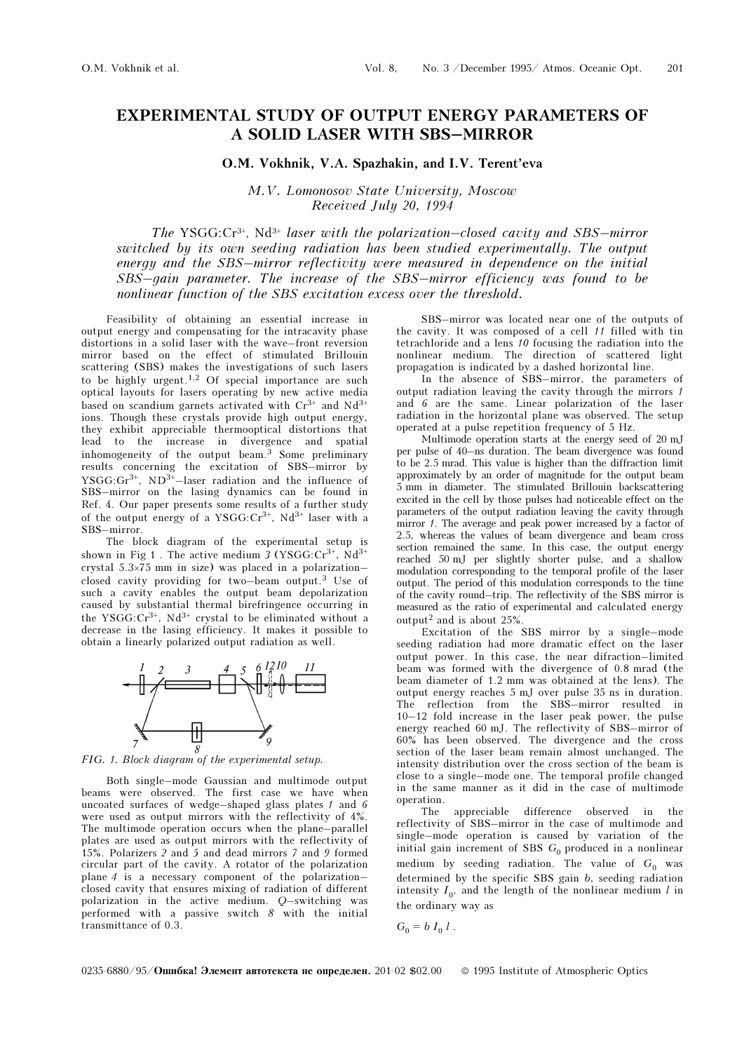# EXPERIMENTAL STUDY OF OUTPUT ENERGY PARAMETERS OF A SOLID LASER WITH SBS–MIRROR

**O.M. Vokhnik, V.A. Spazhakin, and I.V. Terent'eva**

*M.V. Lomonosov State University, Moscow*
*Received July 20, 1994*

*The* YSGG:$Cr^{3+}$, $Nd^{3+}$ *laser with the polarization–closed cavity and SBS–mirror switched by its own seeding radiation has been studied experimentally. The output energy and the SBS–mirror reflectivity were measured in dependence on the initial SBS–gain parameter. The increase of the SBS–mirror efficiency was found to be nonlinear function of the SBS excitation excess over the threshold.*

Feasibility of obtaining an essential increase in output energy and compensating for the intracavity phase distortions in a solid laser with the wave–front reversion mirror based on the effect of stimulated Brillouin scattering (SBS) makes the investigations of such lasers to be highly urgent.[1,2] Of special importance are such optical layouts for lasers operating by new active media based on scandium garnets activated with $Cr^{3+}$ and $Nd^{3+}$ ions. Though these crystals provide high output energy, they exhibit appreciable thermooptical distortions that lead to the increase in divergence and spatial inhomogeneity of the output beam.[3] Some preliminary results concerning the excitation of SBS–mirror by YSGG:$Gr^{3+}$, $ND^{3+}$–laser radiation and the influence of SBS–mirror on the lasing dynamics can be found in Ref. 4. Our paper presents some results of a further study of the output energy of a YSGG:$Cr^{3+}$, $Nd^{3+}$ laser with a SBS–mirror.

The block diagram of the experimental setup is shown in Fig 1 . The active medium *3* (YSGG:$Cr^{3+}$, $Nd^{3+}$ crystal 5.3×75 mm in size) was placed in a polarization–closed cavity providing for two–beam output.[3] Use of such a cavity enables the output beam depolarization caused by substantial thermal birefringence occurring in the YSGG:$Cr^{3+}$, $Nd^{3+}$ crystal to be eliminated without a decrease in the lasing efficiency. It makes it possible to obtain a linearly polarized output radiation as well.

*FIG. 1. Block diagram of the experimental setup.*

Both single–mode Gaussian and multimode output beams were observed. The first case we have when uncoated surfaces of wedge–shaped glass plates *1* and *6* were used as output mirrors with the reflectivity of 4%. The multimode operation occurs when the plane–parallel plates are used as output mirrors with the reflectivity of 15%. Polarizers *2* and *5* and dead mirrors *7* and *9* formed circular part of the cavity. A rotator of the polarization plane *4* is a necessary component of the polarization–closed cavity that ensures mixing of radiation of different polarization in the active medium. *Q*–switching was performed with a passive switch *8* with the initial transmittance of 0.3.

SBS–mirror was located near one of the outputs of the cavity. It was composed of a cell *11* filled with tin tetrachloride and a lens *10* focusing the radiation into the nonlinear medium. The direction of scattered light propagation is indicated by a dashed horizontal line.

In the absence of SBS–mirror, the parameters of output radiation leaving the cavity through the mirrors *1* and *6* are the same. Linear polarization of the laser radiation in the horizontal plane was observed. The setup operated at a pulse repetition frequency of 5 Hz.

Multimode operation starts at the energy seed of 20 mJ per pulse of 40–ns duration. The beam divergence was found to be 2.5 mrad. This value is higher than the diffraction limit approximately by an order of magnitude for the output beam 5 mm in diameter. The stimulated Brillouin backscattering excited in the cell by those pulses had noticeable effect on the parameters of the output radiation leaving the cavity through mirror *1*. The average and peak power increased by a factor of 2.5, whereas the values of beam divergence and beam cross section remained the same. In this case, the output energy reached 50 mJ per slightly shorter pulse, and a shallow modulation corresponding to the temporal profile of the laser output. The period of this modulation corresponds to the time of the cavity round–trip. The reflectivity of the SBS mirror is measured as the ratio of experimental and calculated energy output[2] and is about 25%.

Excitation of the SBS mirror by a single–mode seeding radiation had more dramatic effect on the laser output power. In this case, the near difraction–limited beam was formed with the divergence of 0.8 mrad (the beam diameter of 1.2 mm was obtained at the lens). The output energy reaches 5 mJ over pulse 35 ns in duration. The reflection from the SBS–mirror resulted in 10–12 fold increase in the laser peak power, the pulse energy reached 60 mJ. The reflectivity of SBS–mirror of 60% has been observed. The divergence and the cross section of the laser beam remain almost unchanged. The intensity distribution over the cross section of the beam is close to a single–mode one. The temporal profile changed in the same manner as it did in the case of multimode operation.

The appreciable difference observed in the reflectivity of SBS–mirror in the case of multimode and single–mode operation is caused by variation of the initial gain increment of SBS $G_0$ produced in a nonlinear medium by seeding radiation. The value of $G_0$ was determined by the specific SBS gain $b$, seeding radiation intensity $I_0$, and the length of the nonlinear medium $l$ in the ordinary way as

$$G_0 = b\, I_0\, l\ .$$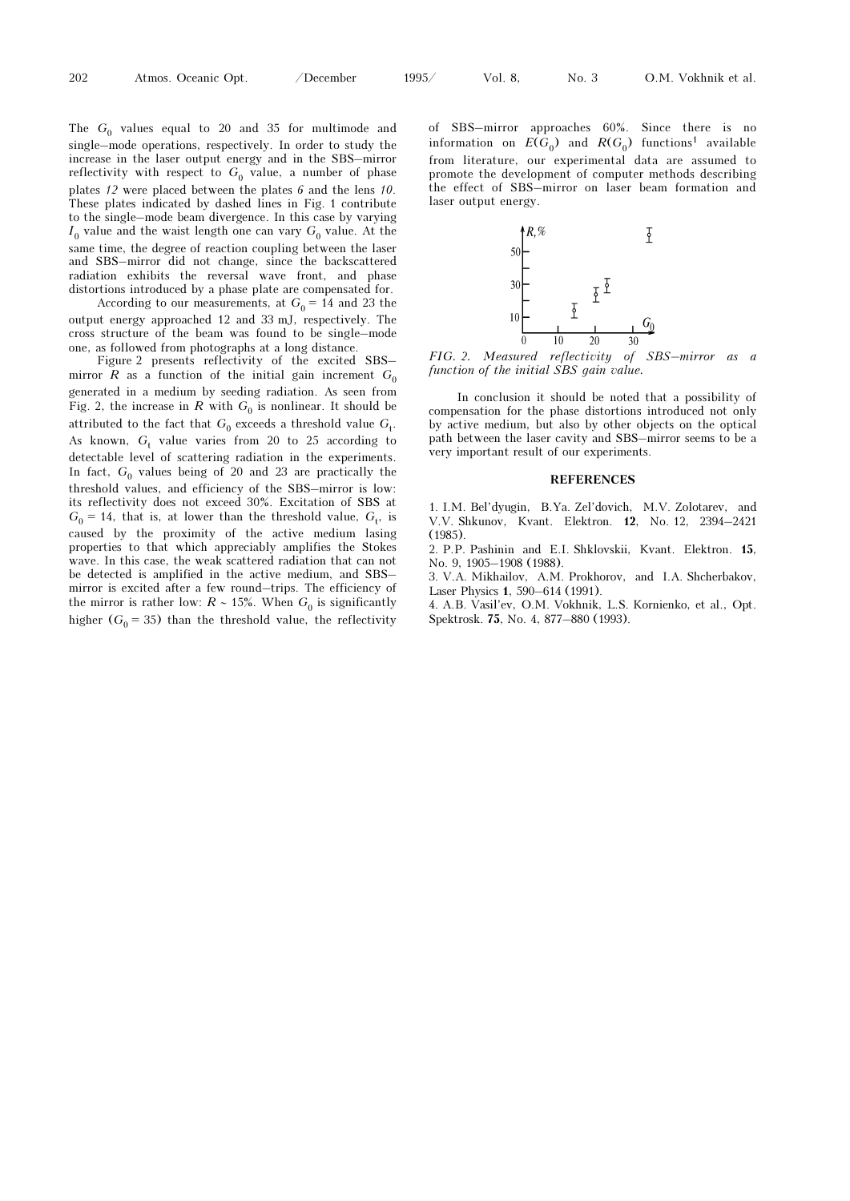The $G_0$ values equal to 20 and 35 for multimode and single–mode operations, respectively. In order to study the increase in the laser output energy and in the SBS–mirror reflectivity with respect to $G_0$ value, a number of phase plates *12* were placed between the plates *6* and the lens *10*. These plates indicated by dashed lines in Fig. 1 contribute to the single–mode beam divergence. In this case by varying $I_0$ value and the waist length one can vary $G_0$ value. At the same time, the degree of reaction coupling between the laser and SBS–mirror did not change, since the backscattered radiation exhibits the reversal wave front, and phase distortions introduced by a phase plate are compensated for.

According to our measurements, at $G_0 = 14$ and 23 the output energy approached 12 and 33 mJ, respectively. The cross structure of the beam was found to be single–mode one, as followed from photographs at a long distance.

Figure 2 presents reflectivity of the excited SBS–mirror $R$ as a function of the initial gain increment $G_0$ generated in a medium by seeding radiation. As seen from Fig. 2, the increase in $R$ with $G_0$ is nonlinear. It should be attributed to the fact that $G_0$ exceeds a threshold value $G_t$. As known, $G_t$ value varies from 20 to 25 according to detectable level of scattering radiation in the experiments. In fact, $G_0$ values being of 20 and 23 are practically the threshold values, and efficiency of the SBS–mirror is low: its reflectivity does not exceed 30%. Excitation of SBS at $G_0 = 14$, that is, at lower than the threshold value, $G_t$, is caused by the proximity of the active medium lasing properties to that which appreciably amplifies the Stokes wave. In this case, the weak scattered radiation that can not be detected is amplified in the active medium, and SBS–mirror is excited after a few round–trips. The efficiency of the mirror is rather low: $R \sim 15\%$. When $G_0$ is significantly higher ($G_0 = 35$) than the threshold value, the reflectivity of SBS–mirror approaches 60%. Since there is no information on $E(G_0)$ and $R(G_0)$ functions[1] available from literature, our experimental data are assumed to promote the development of computer methods describing the effect of SBS–mirror on laser beam formation and laser output energy.

R,%
50
30
10
0
10
20
30
$G_0$

*FIG. 2. Measured reflectivity of SBS–mirror as a function of the initial SBS gain value.*

In conclusion it should be noted that a possibility of compensation for the phase distortions introduced not only by active medium, but also by other objects on the optical path between the laser cavity and SBS–mirror seems to be a very important result of our experiments.

## REFERENCES

1. I.M. Bel'dyugin, B.Ya. Zel'dovich, M.V. Zolotarev, and V.V. Shkunov, Kvant. Elektron. **12**, No. 12, 2394–2421 (1985).
2. P.P. Pashinin and E.I. Shklovskii, Kvant. Elektron. **15**, No. 9, 1905–1908 (1988).
3. V.A. Mikhailov, A.M. Prokhorov, and I.A. Shcherbakov, Laser Physics **1**, 590–614 (1991).
4. A.B. Vasil'ev, O.M. Vokhnik, L.S. Kornienko, et al., Opt. Spektrosk. **75**, No. 4, 877–880 (1993).